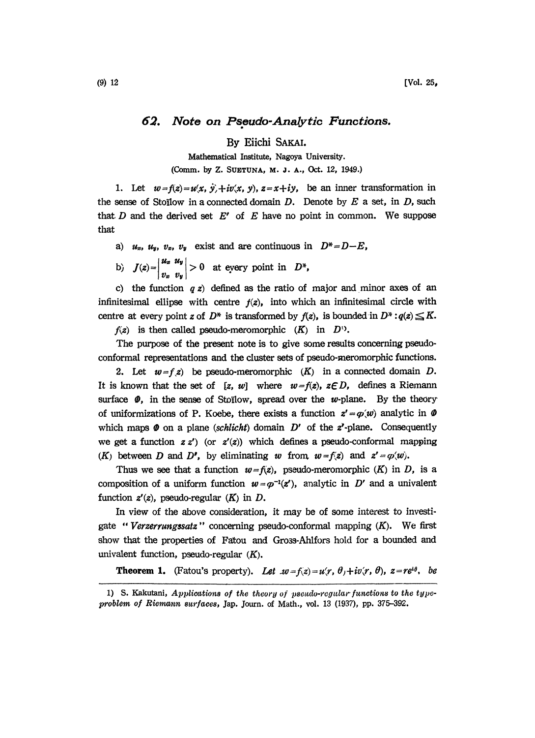# 62. Note on Pseudo-Analytic Functions.

By Eiichi SAKAI.

Mathematical Institute, Nagoya University.

(Comm. by Z. SUETUNA, M. J. A., Oct. 12, 1949.)

1. Let $w=f(z)=u(x, y)+iv(x, y)$, $z=x+iy$, be an inner transformation in the sense of Stoïlow in a connected domain $D$. Denote by $E$ a set, in $D$, such that $D$ and the derived set $E'$ of $E$ have no point in common. We suppose that

a) $u_x$, $u_y$, $v_x$, $v_y$ exist and are continuous in $D^*=D-E$,

b) $J(z)=\begin{vmatrix} u_x & u_y \\ v_x & v_y \end{vmatrix} > 0$ at every point in $D^*$,

c) the function $q(z)$ defined as the ratio of major and minor axes of an infinitesimal ellipse with centre $f(z)$, into which an infinitesimal circle with centre at every point $z$ of $D^*$ is transformed by $f(z)$, is bounded in $D^*: q(z) \leqq K$.

$f(z)$ is then called pseudo-meromorphic $(K)$ in $D$[1].

The purpose of the present note is to give some results concerning pseudo-conformal representations and the cluster sets of pseudo-meromorphic functions.

2. Let $w=f(z)$ be pseudo-meromorphic $(K)$ in a connected domain $D$. It is known that the set of $[z, w]$ where $w=f(z)$, $z \in D$, defines a Riemann surface $\Phi$, in the sense of Stoïlow, spread over the $w$-plane. By the theory of uniformizations of P. Koebe, there exists a function $z'=\varphi(w)$ analytic in $\Phi$ which maps $\Phi$ on a plane (*schlicht*) domain $D'$ of the $z'$-plane. Consequently we get a function $z(z')$ (or $z'(z)$) which defines a pseudo-conformal mapping $(K)$ between $D$ and $D'$, by eliminating $w$ from $w=f(z)$ and $z'=\varphi(w)$.

Thus we see that a function $w=f(z)$, pseudo-meromorphic $(K)$ in $D$, is a composition of a uniform function $w=\varphi^{-1}(z')$, analytic in $D'$ and a univalent function $z'(z)$, pseudo-regular $(K)$ in $D$.

In view of the above consideration, it may be of some interest to investigate "*Verzerrungssatz*" concerning pseudo-conformal mapping $(K)$. We first show that the properties of Fatou and Gross-Ahlfors hold for a bounded and univalent function, pseudo-regular $(K)$.

**Theorem 1.** (Fatou's property). *Let $w=f(z)=u(r, \theta)+iv(r, \theta)$, $z=re^{i\theta}$, be*

---

1) S. Kakutani, *Applications of the theory of pseudo-regular functions to the type-problem of Riemann surfaces*, Jap. Journ. of Math., vol. 13 (1937), pp. 375–392.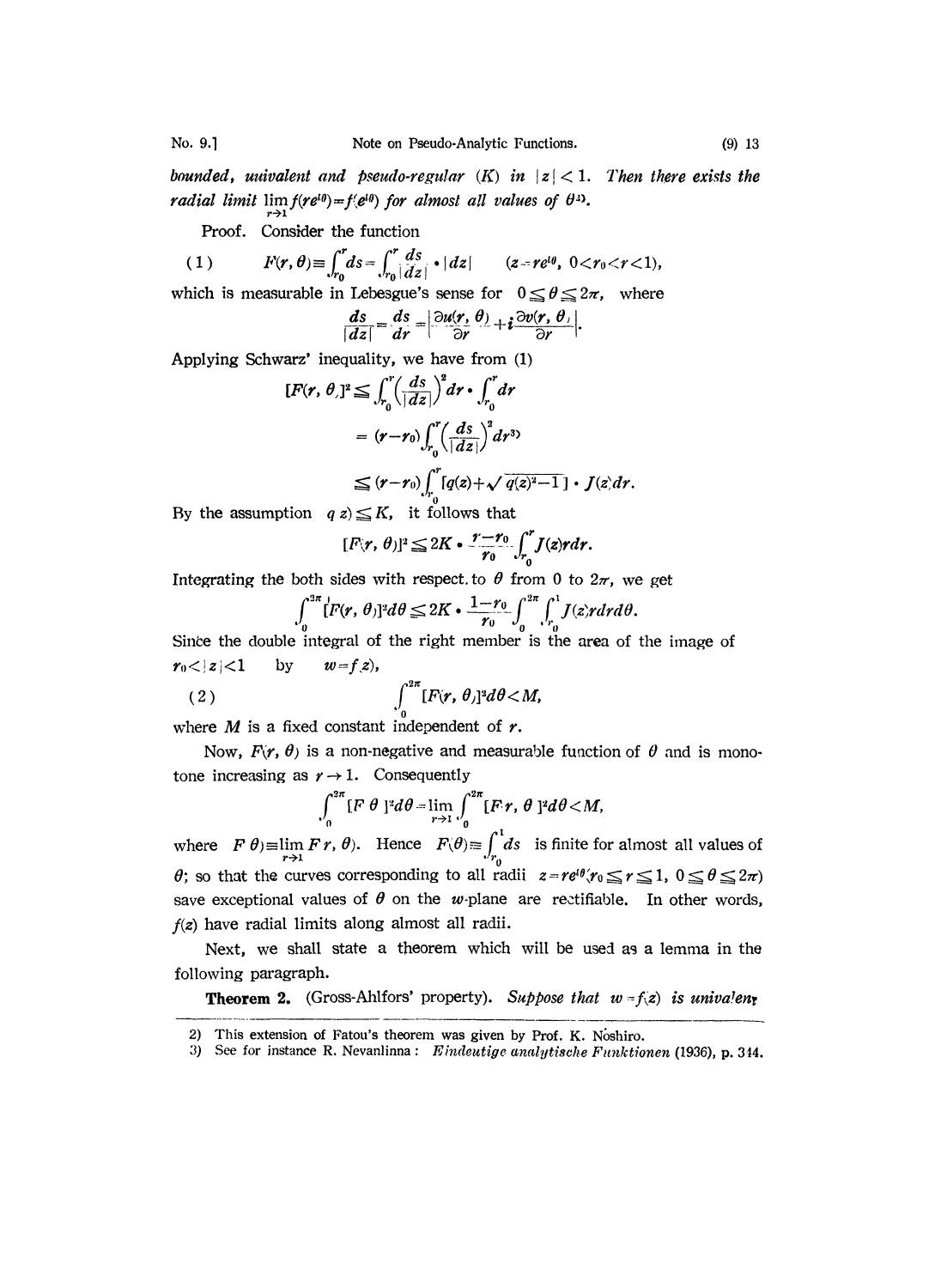*bounded, univalent and pseudo-regular* $(K)$ *in* $|z|<1$. *Then there exists the radial limit* $\lim_{r\to 1} f(re^{i\theta})=f(e^{i\theta})$ *for almost all values of* $\theta$[2].

Proof. Consider the function

$$(1) \qquad F(r,\theta)\equiv\int_{r_0}^{r} ds=\int_{r_0}^{r}\frac{ds}{|dz|}\cdot|dz| \qquad (z=re^{i\theta},\ 0<r_0<r<1),$$

which is measurable in Lebesgue's sense for $0\leq\theta\leq 2\pi$, where

$$\frac{ds}{|dz|}=\frac{ds}{dr}=\left|\frac{\partial u(r,\theta)}{\partial r}+i\frac{\partial v(r,\theta)}{\partial r}\right|.$$

Applying Schwarz' inequality, we have from (1)

$$\begin{aligned}
[F(r,\theta)]^2 &\leq \int_{r_0}^{r}\left(\frac{ds}{|dz|}\right)^2 dr\cdot\int_{r_0}^{r}dr \\
&= (r-r_0)\int_{r_0}^{r}\left(\frac{ds}{|dz|}\right)^2 dr^{3)} \\
&\leq (r-r_0)\int_{r_0}^{r}\left[q(z)+\sqrt{q(z)^2-1}\right]\cdot J(z)dr.
\end{aligned}$$

By the assumption $q(z)\leq K$, it follows that

$$[F(r,\theta)]^2\leq 2K\cdot\frac{r-r_0}{r_0}\int_{r_0}^{r}J(z)r\,dr.$$

Integrating the both sides with respect to $\theta$ from 0 to $2\pi$, we get

$$\int_0^{2\pi}[F(r,\theta)]^2 d\theta\leq 2K\cdot\frac{1-r_0}{r_0}\int_0^{2\pi}\int_{r_0}^{1}J(z)r\,dr\,d\theta.$$

Since the double integral of the right member is the area of the image of $r_0<|z|<1$ by $w=f(z)$,

$$(2) \qquad \int_0^{2\pi}[F(r,\theta)]^2 d\theta<M,$$

where $M$ is a fixed constant independent of $r$.

Now, $F(r,\theta)$ is a non-negative and measurable function of $\theta$ and is monotone increasing as $r\to 1$. Consequently

$$\int_0^{2\pi}[F(\theta)]^2 d\theta=\lim_{r\to 1}\int_0^{2\pi}[F(r,\theta)]^2 d\theta<M,$$

where $F(\theta)\equiv\lim_{r\to 1}F(r,\theta)$. Hence $F(\theta)\equiv\int_{r_0}^{1}ds$ is finite for almost all values of $\theta$; so that the curves corresponding to all radii $z=re^{i\theta}(r_0\leq r\leq 1,\ 0\leq\theta\leq 2\pi)$ save exceptional values of $\theta$ on the $w$-plane are rectifiable. In other words, $f(z)$ have radial limits along almost all radii.

Next, we shall state a theorem which will be used as a lemma in the following paragraph.

**Theorem 2.** (Gross-Ahlfors' property). *Suppose that* $w=f(z)$ *is univalent*

---

2) This extension of Fatou's theorem was given by Prof. K. Noshiro.

3) See for instance R. Nevanlinna: *Eindeutige analytische Funktionen* (1936), p. 344.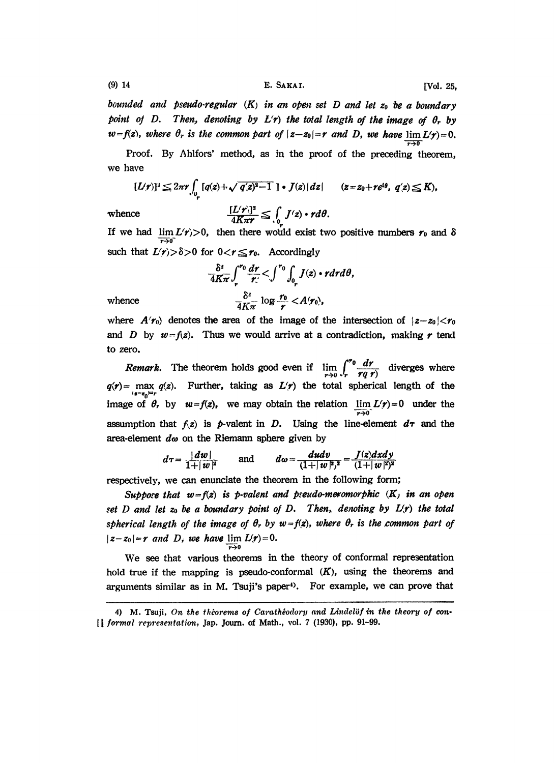*bounded and pseudo-regular* $(K)$ *in an open set* $D$ *and let* $z_0$ *be a boundary point of* $D$. *Then, denoting by* $L(r)$ *the total length of the image of* $\theta_r$ *by* $w=f(z)$, *where* $\theta_r$ *is the common part of* $|z-z_0|=r$ *and* $D$, *we have* $\varliminf_{r\to 0} L(r)=0$.

Proof. By Ahlfors' method, as in the proof of the preceding theorem, we have

$$[L(r)]^2 \leqq 2\pi r \int_{\theta_r} [q(z)+\sqrt{q(z)^2-1}\,]\cdot J(z)\,|dz| \qquad (z=z_0+re^{i\theta},\ q(z)\leqq K),$$

whence

$$\frac{[L(r)]^2}{4K\pi r} \leqq \int_{\theta_r} J(z)\cdot r\,d\theta.$$

If we had $\varliminf_{r\to 0} L(r)>0$, then there would exist two positive numbers $r_0$ and $\delta$ such that $L(r)>\delta>0$ for $0<r\leqq r_0$. Accordingly

$$\frac{\delta^2}{4K\pi}\int_r^{r_0}\frac{dr}{r} < \int_r^{r_0}\int_{\theta_r} J(z)\cdot r\,dr\,d\theta,$$

whence

$$\frac{\delta^2}{4K\pi}\log\frac{r_0}{r} < A(r_0),$$

where $A(r_0)$ denotes the area of the image of the intersection of $|z-z_0|<r_0$ and $D$ by $w=f(z)$. Thus we would arrive at a contradiction, making $r$ tend to zero.

*Remark.* The theorem holds good even if $\lim_{r\to 0}\int_r^{r_0}\frac{dr}{rq(r)}$ diverges where $q(r)=\max_{|z-z_0|=r} q(z)$. Further, taking as $L(r)$ the total spherical length of the image of $\theta_r$ by $w=f(z)$, we may obtain the relation $\varliminf_{r\to 0} L(r)=0$ under the assumption that $f(z)$ is $p$-valent in $D$. Using the line-element $d\tau$ and the area-element $d\omega$ on the Riemann sphere given by

$$d\tau=\frac{|dw|}{1+|w|^2} \qquad \text{and} \qquad d\omega=\frac{du\,dv}{(1+|w|^2)^2}=\frac{J(z)\,dx\,dy}{(1+|w|^2)^2}$$

respectively, we can enunciate the theorem in the following form;

*Suppose that* $w=f(z)$ *is* $p$*-valent and pseudo-meromorphic* $(K)$ *in an open set* $D$ *and let* $z_0$ *be a boundary point of* $D$. *Then, denoting by* $L(r)$ *the total spherical length of the image of* $\theta_r$ *by* $w=f(z)$, *where* $\theta_r$ *is the common part of* $|z-z_0|=r$ *and* $D$, *we have* $\varliminf_{r\to 0} L(r)=0$.

We see that various theorems in the theory of conformal representation hold true if the mapping is pseudo-conformal $(K)$, using the theorems and arguments similar as in M. Tsuji's paper[4]. For example, we can prove that

---

4) M. Tsuji, *On the théorems of Carathéodory and Lindelöf in the theory of conformal representation*, Jap. Journ. of Math., vol. 7 (1930), pp. 91–99.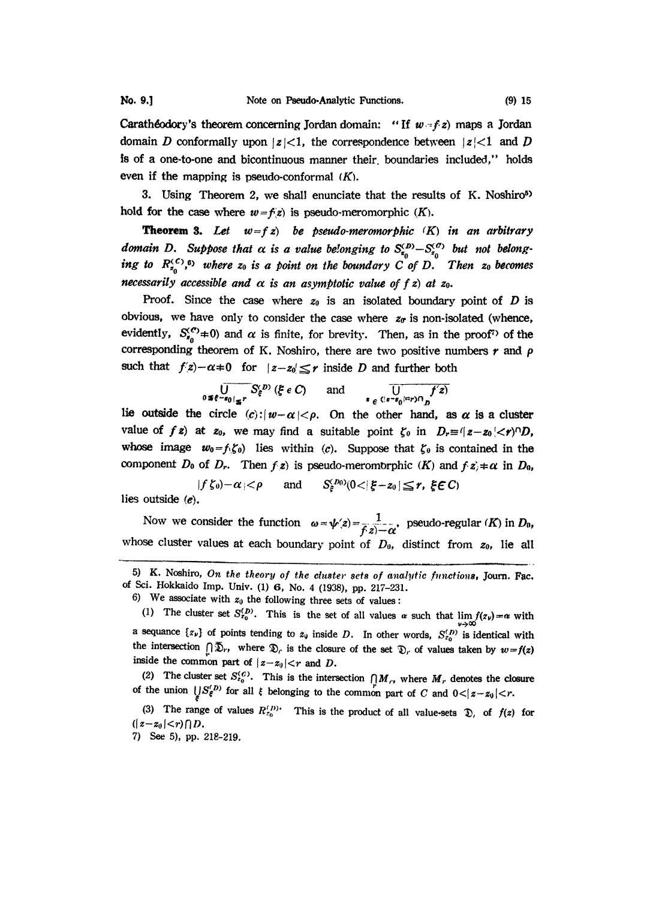Carathéodory's theorem concerning Jordan domain: "If $w=f(z)$ maps a Jordan domain $D$ conformally upon $|z|<1$, the correspondence between $|z|<1$ and $D$ is of a one-to-one and bicontinuous manner their boundaries included," holds even if the mapping is pseudo-conformal ($K$).

3. Using Theorem 2, we shall enunciate that the results of K. Noshiro[5] hold for the case where $w=f(z)$ is pseudo-meromorphic ($K$).

**Theorem 3.** *Let $w=f(z)$ be pseudo-meromorphic ($K$) in an arbitrary domain $D$. Suppose that $\alpha$ is a value belonging to $S_{z_0}^{(D)}-S_{z_0}^{(C)}$ but not belonging to $R_{z_0}^{(C)}$,[6] where $z_0$ is a point on the boundary $C$ of $D$. Then $z_0$ becomes necessarily accessible and $\alpha$ is an asymptotic value of $f(z)$ at $z_0$.*

Proof. Since the case where $z_0$ is an isolated boundary point of $D$ is obvious, we have only to consider the case where $z_0$ is non-isolated (whence, evidently, $S_{z_0}^{(C)}\neq 0$) and $\alpha$ is finite, for brevity. Then, as in the proof[7] of the corresponding theorem of K. Noshiro, there are two positive numbers $r$ and $\rho$ such that $f(z)-\alpha\neq 0$ for $|z-z_0|\leq r$ inside $D$ and further both

$$\overline{\bigcup_{0\leq|\xi-z_0|\leq r} S_{\xi}^{(D)}}\ (\xi\in C) \qquad \text{and} \qquad \overline{\bigcup_{z\in(|z-z_0|=r)\cap D} f(z)}$$

lie outside the circle $(c):|w-\alpha|<\rho$. On the other hand, as $\alpha$ is a cluster value of $f(z)$ at $z_0$, we may find a suitable point $\zeta_0$ in $D_r\equiv(|z-z_0|<r)\cap D$, whose image $w_0=f(\zeta_0)$ lies within $(c)$. Suppose that $\zeta_0$ is contained in the component $D_0$ of $D_r$. Then $f(z)$ is pseudo-meromorphic ($K$) and $f(z)\neq\alpha$ in $D_0$,

$$|f(\zeta_0)-\alpha|<\rho \qquad \text{and} \qquad S_{\xi}^{(D_0)}(0<|\xi-z_0|\leq r,\ \xi\in C)$$

lies outside $(c)$.

Now we consider the function $\omega=\psi(z)=\dfrac{1}{f(z)-\alpha}$, pseudo-regular ($K$) in $D_0$, whose cluster values at each boundary point of $D_0$, distinct from $z_0$, lie all

---

5) K. Noshiro, *On the theory of the cluster sets of analytic functions*, Journ. Fac. of Sci. Hokkaido Imp. Univ. (1) **6**, No. 4 (1938), pp. 217–231.

6) We associate with $z_0$ the following three sets of values:

(1) The cluster set $S_{z_0}^{(D)}$. This is the set of all values $\alpha$ such that $\lim_{\nu\to\infty} f(z_\nu)=\alpha$ with a sequance $\{z_\nu\}$ of points tending to $z_0$ inside $D$. In other words, $S_{z_0}^{(D)}$ is identical with the intersection $\bigcap_r \overline{\mathfrak{D}}_r$, where $\overline{\mathfrak{D}}_r$ is the closure of the set $\mathfrak{D}_r$ of values taken by $w=f(z)$ inside the common part of $|z-z_0|<r$ and $D$.

(2) The cluster set $S_{z_0}^{(C)}$. This is the intersection $\bigcap_r M_r$, where $M_r$ denotes the closure of the union $\bigcup_{\xi} S_{\xi}^{(D)}$ for all $\xi$ belonging to the common part of $C$ and $0<|z-z_0|<r$.

(3) The range of values $R_{z_0}^{(D)}$. This is the product of all value-sets $\mathfrak{D}_r$ of $f(z)$ for $(|z-z_0|<r)\cap D$.

7) See 5), pp. 218–219.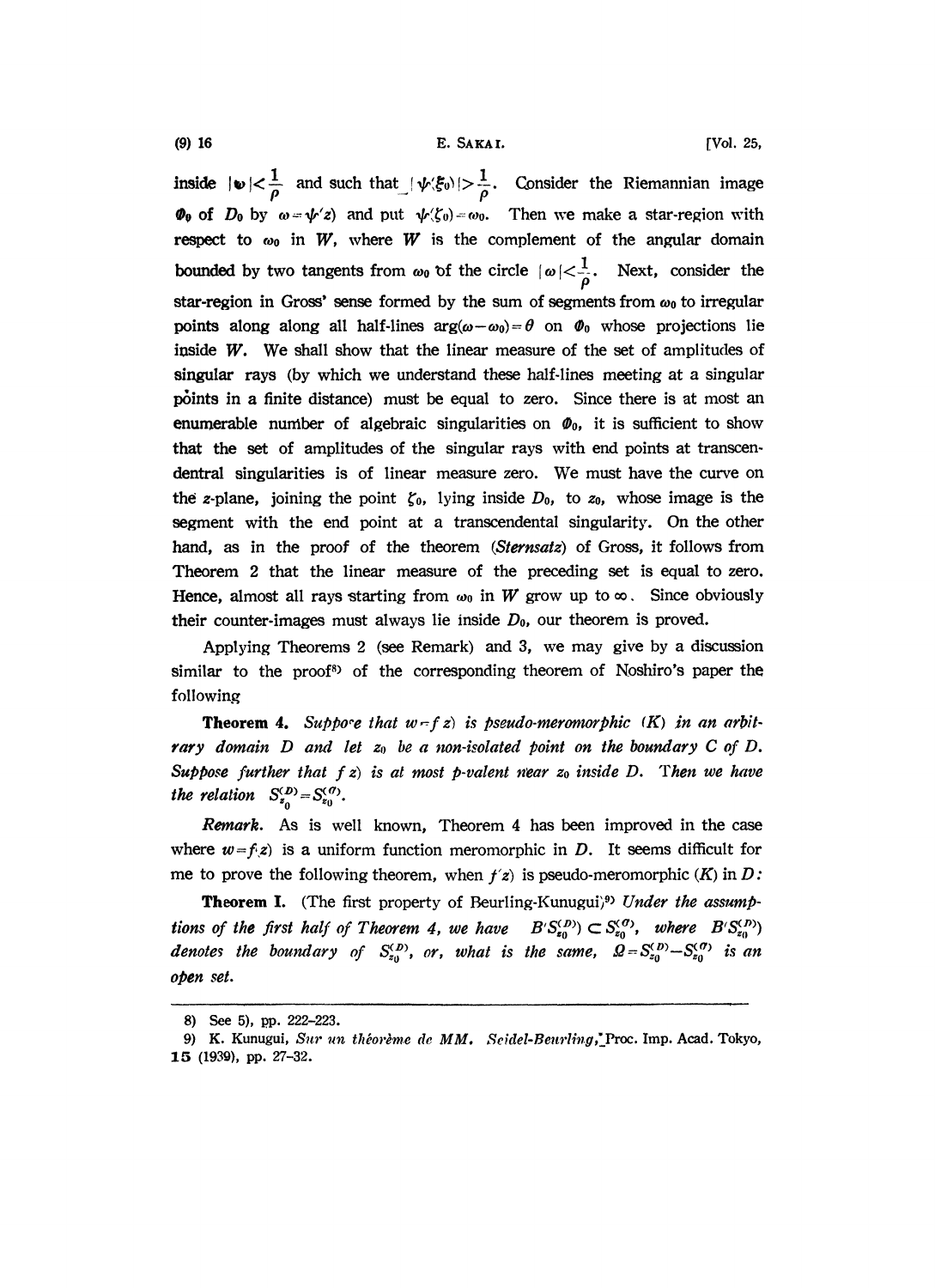inside $|\omega|<\frac{1}{\rho}$ and such that $|\psi(\xi_0)|>\frac{1}{\rho}$. Consider the Riemannian image $\Phi_0$ of $D_0$ by $\omega=\psi(z)$ and put $\psi(\zeta_0)=\omega_0$. Then we make a star-region with respect to $\omega_0$ in $W$, where $W$ is the complement of the angular domain bounded by two tangents from $\omega_0$ of the circle $|\omega|<\frac{1}{\rho}$. Next, consider the star-region in Gross' sense formed by the sum of segments from $\omega_0$ to irregular points along along all half-lines $\arg(\omega-\omega_0)=\theta$ on $\Phi_0$ whose projections lie inside $W$. We shall show that the linear measure of the set of amplitudes of singular rays (by which we understand these half-lines meeting at a singular points in a finite distance) must be equal to zero. Since there is at most an enumerable number of algebraic singularities on $\Phi_0$, it is sufficient to show that the set of amplitudes of the singular rays with end points at transcendental singularities is of linear measure zero. We must have the curve on the $z$-plane, joining the point $\zeta_0$, lying inside $D_0$, to $z_0$, whose image is the segment with the end point at a transcendental singularity. On the other hand, as in the proof of the theorem (*Sternsatz*) of Gross, it follows from Theorem 2 that the linear measure of the preceding set is equal to zero. Hence, almost all rays starting from $\omega_0$ in $W$ grow up to $\infty$. Since obviously their counter-images must always lie inside $D_0$, our theorem is proved.

Applying Theorems 2 (see Remark) and 3, we may give by a discussion similar to the proof[8] of the corresponding theorem of Noshiro's paper the following

**Theorem 4.** *Suppose that $w=f(z)$ is pseudo-meromorphic $(K)$ in an arbitrary domain $D$ and let $z_0$ be a non-isolated point on the boundary $C$ of $D$. Suppose further that $f(z)$ is at most $p$-valent near $z_0$ inside $D$. Then we have the relation $S_{z_0}^{(D)}=S_{z_0}^{(\sigma)}$.*

***Remark.*** As is well known, Theorem 4 has been improved in the case where $w=f(z)$ is a uniform function meromorphic in $D$. It seems difficult for me to prove the following theorem, when $f(z)$ is pseudo-meromorphic $(K)$ in $D$:

**Theorem I.** (The first property of Beurling-Kunugui)[9] *Under the assumptions of the first half of Theorem 4, we have $B(S_{z_0}^{(D)})\subset S_{z_0}^{(\sigma)}$, where $B(S_{z_0}^{(D)})$ denotes the boundary of $S_{z_0}^{(D)}$, or, what is the same, $\Omega=S_{z_0}^{(D)}-S_{z_0}^{(\sigma)}$ is an open set.*

---

8) See 5), pp. 222–223.

9) K. Kunugui, *Sur un théorème de MM. Seidel-Beurling*, Proc. Imp. Acad. Tokyo, **15** (1939), pp. 27–32.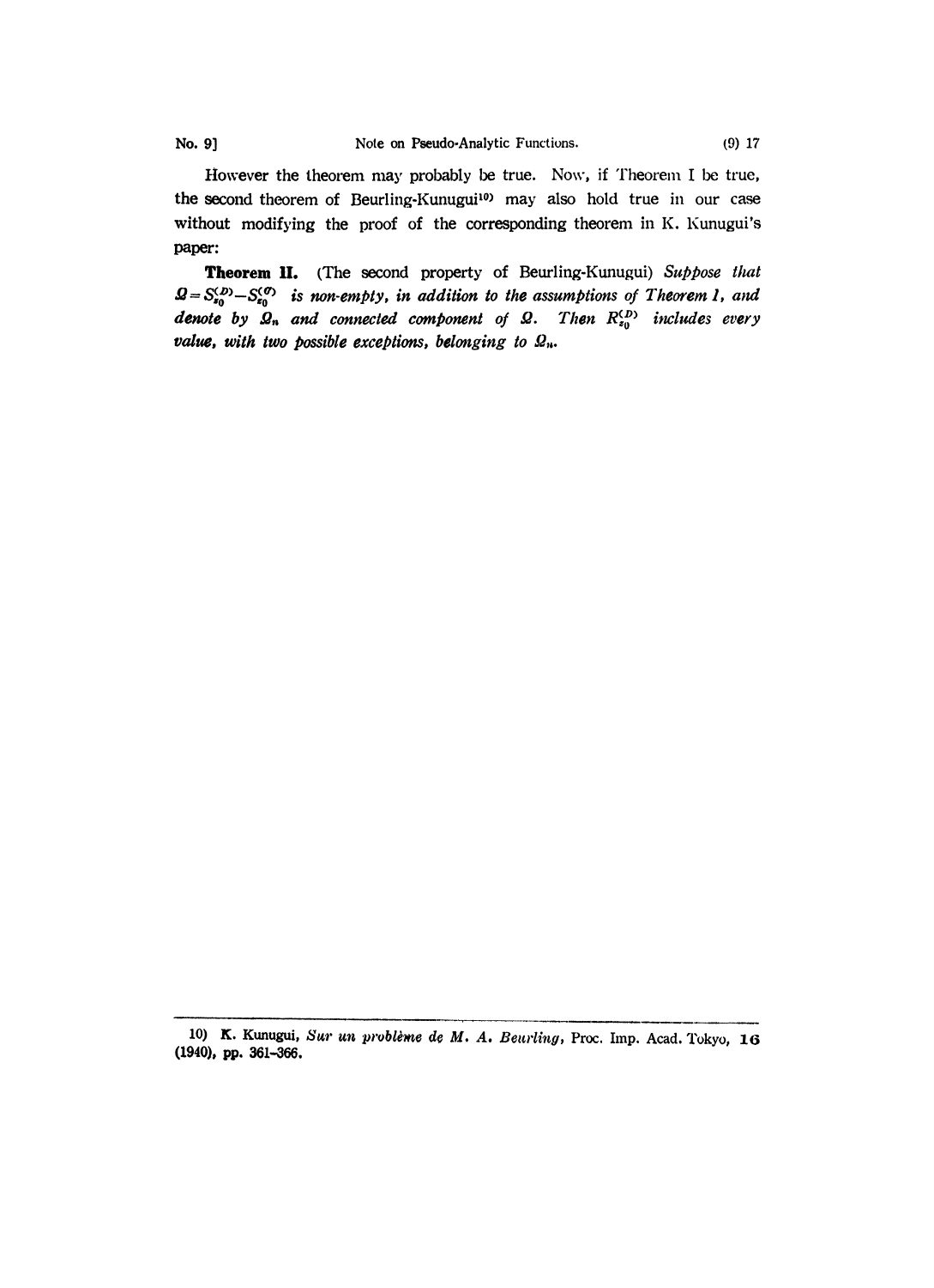However the theorem may probably be true. Now, if Theorem I be true, the second theorem of Beurling-Kunugui[10] may also hold true in our case without modifying the proof of the corresponding theorem in K. Kunugui's paper:

**Theorem II.** (The second property of Beurling-Kunugui) *Suppose that* $\Omega = S_{z_0}^{(D)} - S_{z_0}^{(\sigma)}$ *is non-empty, in addition to the assumptions of Theorem I, and denote by* $\Omega_n$ *and connected component of* $\Omega$. *Then* $R_{z_0}^{(D)}$ *includes every value, with two possible exceptions, belonging to* $\Omega_n$.

---

10) K. Kunugui, *Sur un problème de M. A. Beurling*, Proc. Imp. Acad. Tokyo, **16** (1940), pp. 361–366.